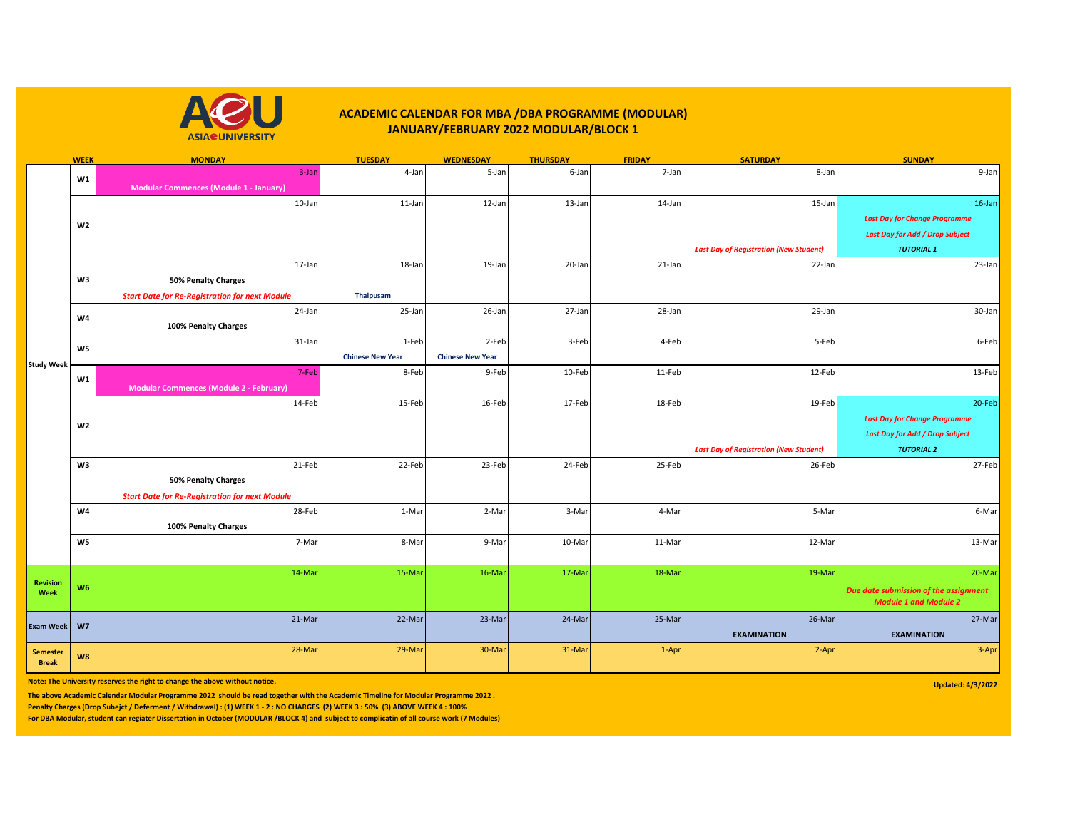# ACADEMIC CALENDAR FOR MBA /DBA PROGRAMME (MODULAR)
## JANUARY/FEBRUARY 2022 MODULAR/BLOCK 1

| | WEEK | MONDAY | TUESDAY | WEDNESDAY | THURSDAY | FRIDAY | SATURDAY | SUNDAY |
|---|---|---|---|---|---|---|---|---|
| Study Week | W1 | 3-Jan<br>**Modular Commences (Module 1 - January)** | 4-Jan | 5-Jan | 6-Jan | 7-Jan | 8-Jan | 9-Jan |
| | W2 | 10-Jan | 11-Jan | 12-Jan | 13-Jan | 14-Jan | 15-Jan<br>***Last Day of Registration (New Student)*** | 16-Jan<br>***Last Day for Change Programme***<br>***Last Day for Add / Drop Subject***<br>***TUTORIAL 1*** |
| | W3 | 17-Jan<br>**50% Penalty Charges**<br>***Start Date for Re-Registration for next Module*** | 18-Jan<br>**Thaipusam** | 19-Jan | 20-Jan | 21-Jan | 22-Jan | 23-Jan |
| | W4 | 24-Jan<br>**100% Penalty Charges** | 25-Jan | 26-Jan | 27-Jan | 28-Jan | 29-Jan | 30-Jan |
| | W5 | 31-Jan | 1-Feb<br>**Chinese New Year** | 2-Feb<br>**Chinese New Year** | 3-Feb | 4-Feb | 5-Feb | 6-Feb |
| | W1 | 7-Feb<br>**Modular Commences (Module 2 - February)** | 8-Feb | 9-Feb | 10-Feb | 11-Feb | 12-Feb | 13-Feb |
| | W2 | 14-Feb | 15-Feb | 16-Feb | 17-Feb | 18-Feb | 19-Feb<br>***Last Day of Registration (New Student)*** | 20-Feb<br>***Last Day for Change Programme***<br>***Last Day for Add / Drop Subject***<br>***TUTORIAL 2*** |
| | W3 | 21-Feb<br>**50% Penalty Charges**<br>***Start Date for Re-Registration for next Module*** | 22-Feb | 23-Feb | 24-Feb | 25-Feb | 26-Feb | 27-Feb |
| | W4 | 28-Feb<br>**100% Penalty Charges** | 1-Mar | 2-Mar | 3-Mar | 4-Mar | 5-Mar | 6-Mar |
| | W5 | 7-Mar | 8-Mar | 9-Mar | 10-Mar | 11-Mar | 12-Mar | 13-Mar |
| Revision Week | W6 | 14-Mar | 15-Mar | 16-Mar | 17-Mar | 18-Mar | 19-Mar | 20-Mar<br>***Due date submission of the assignment Module 1 and Module 2*** |
| Exam Week | W7 | 21-Mar | 22-Mar | 23-Mar | 24-Mar | 25-Mar | 26-Mar<br>**EXAMINATION** | 27-Mar<br>**EXAMINATION** |
| Semester Break | W8 | 28-Mar | 29-Mar | 30-Mar | 31-Mar | 1-Apr | 2-Apr | 3-Apr |

**Note: The University reserves the right to change the above without notice.**

**Updated: 4/3/2022**

**The above Academic Calendar Modular Programme 2022 should be read together with the Academic Timeline for Modular Programme 2022 .**

**Penalty Charges (Drop Subejct / Deferment / Withdrawal) : (1) WEEK 1 - 2 : NO CHARGES (2) WEEK 3 : 50% (3) ABOVE WEEK 4 : 100%**

**For DBA Modular, student can regiater Dissertation in October (MODULAR /BLOCK 4) and subject to complicatin of all course work (7 Modules)**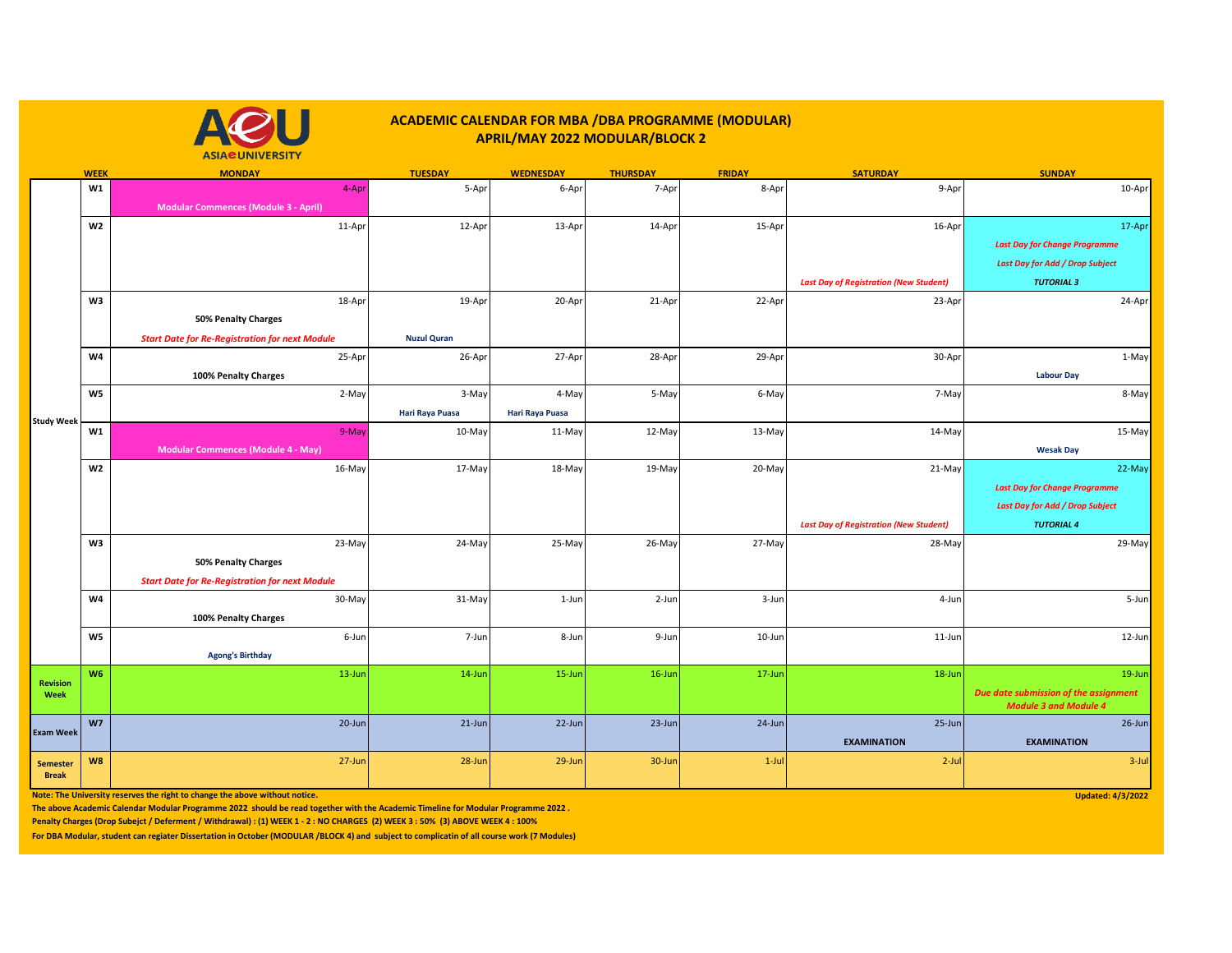# ACADEMIC CALENDAR FOR MBA /DBA PROGRAMME (MODULAR)
## APRIL/MAY 2022 MODULAR/BLOCK 2

| | WEEK | MONDAY | TUESDAY | WEDNESDAY | THURSDAY | FRIDAY | SATURDAY | SUNDAY |
|---|---|---|---|---|---|---|---|---|
| Study Week | W1 | 4-Apr<br>**Modular Commences (Module 3 - April)** | 5-Apr | 6-Apr | 7-Apr | 8-Apr | 9-Apr | 10-Apr |
| | W2 | 11-Apr | 12-Apr | 13-Apr | 14-Apr | 15-Apr | 16-Apr<br>***Last Day of Registration (New Student)*** | 17-Apr<br>***Last Day for Change Programme***<br>***Last Day for Add / Drop Subject***<br>***TUTORIAL 3*** |
| | W3 | 18-Apr<br>**50% Penalty Charges**<br>***Start Date for Re-Registration for next Module*** | 19-Apr<br>**Nuzul Quran** | 20-Apr | 21-Apr | 22-Apr | 23-Apr | 24-Apr |
| | W4 | 25-Apr<br>**100% Penalty Charges** | 26-Apr | 27-Apr | 28-Apr | 29-Apr | 30-Apr | 1-May<br>**Labour Day** |
| | W5 | 2-May | 3-May<br>**Hari Raya Puasa** | 4-May<br>**Hari Raya Puasa** | 5-May | 6-May | 7-May | 8-May |
| | W1 | 9-May<br>**Modular Commences (Module 4 - May)** | 10-May | 11-May | 12-May | 13-May | 14-May | 15-May<br>**Wesak Day** |
| | W2 | 16-May | 17-May | 18-May | 19-May | 20-May | 21-May<br>***Last Day of Registration (New Student)*** | 22-May<br>***Last Day for Change Programme***<br>***Last Day for Add / Drop Subject***<br>***TUTORIAL 4*** |
| | W3 | 23-May<br>**50% Penalty Charges**<br>***Start Date for Re-Registration for next Module*** | 24-May | 25-May | 26-May | 27-May | 28-May | 29-May |
| | W4 | 30-May<br>**100% Penalty Charges** | 31-May | 1-Jun | 2-Jun | 3-Jun | 4-Jun | 5-Jun |
| | W5 | 6-Jun<br>**Agong's Birthday** | 7-Jun | 8-Jun | 9-Jun | 10-Jun | 11-Jun | 12-Jun |
| Revision Week | W6 | 13-Jun | 14-Jun | 15-Jun | 16-Jun | 17-Jun | 18-Jun | 19-Jun<br>***Due date submission of the assignment Module 3 and Module 4*** |
| Exam Week | W7 | 20-Jun | 21-Jun | 22-Jun | 23-Jun | 24-Jun | 25-Jun<br>**EXAMINATION** | 26-Jun<br>**EXAMINATION** |
| Semester Break | W8 | 27-Jun | 28-Jun | 29-Jun | 30-Jun | 1-Jul | 2-Jul | 3-Jul |

**Note: The University reserves the right to change the above without notice.**

**Updated: 4/3/2022**

**The above Academic Calendar Modular Programme 2022 should be read together with the Academic Timeline for Modular Programme 2022 .**

**Penalty Charges (Drop Subejct / Deferment / Withdrawal) : (1) WEEK 1 - 2 : NO CHARGES (2) WEEK 3 : 50% (3) ABOVE WEEK 4 : 100%**

**For DBA Modular, student can regiater Dissertation in October (MODULAR /BLOCK 4) and subject to complicatin of all course work (7 Modules)**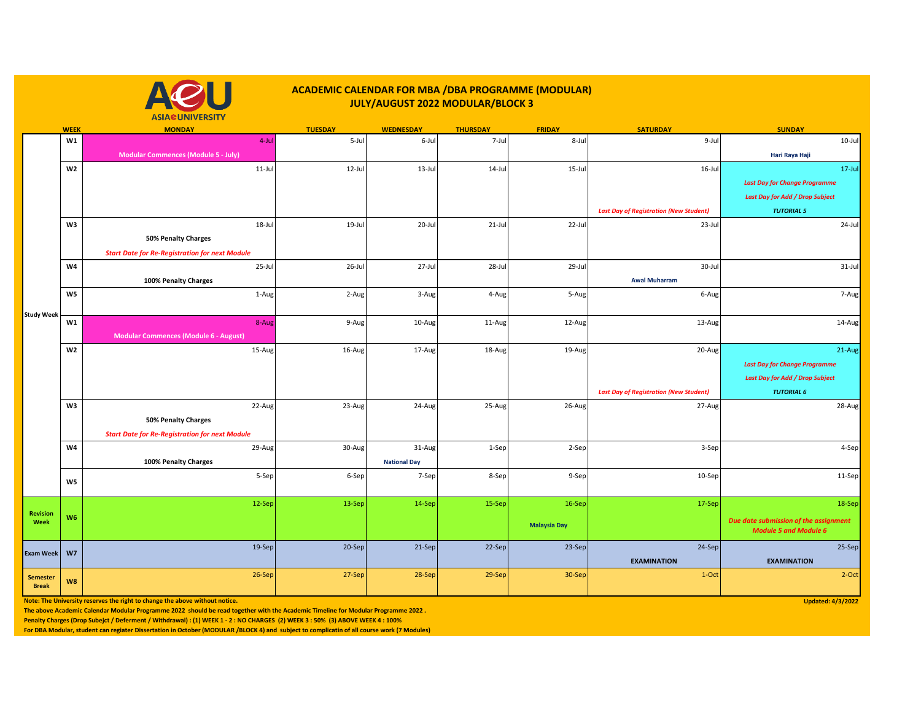# ACADEMIC CALENDAR FOR MBA /DBA PROGRAMME (MODULAR)
## JULY/AUGUST 2022 MODULAR/BLOCK 3

ASIA e UNIVERSITY

| | WEEK | MONDAY | TUESDAY | WEDNESDAY | THURSDAY | FRIDAY | SATURDAY | SUNDAY |
|---|---|---|---|---|---|---|---|---|
| Study Week | W1 | 4-Jul<br>**Modular Commences (Module 5 - July)** | 5-Jul | 6-Jul | 7-Jul | 8-Jul | 9-Jul | 10-Jul<br>**Hari Raya Haji** |
| | W2 | 11-Jul | 12-Jul | 13-Jul | 14-Jul | 15-Jul | 16-Jul<br>***Last Day of Registration (New Student)*** | 17-Jul<br>***Last Day for Change Programme***<br>***Last Day for Add / Drop Subject***<br>***TUTORIAL 5*** |
| | W3 | 18-Jul<br>**50% Penalty Charges**<br>***Start Date for Re-Registration for next Module*** | 19-Jul | 20-Jul | 21-Jul | 22-Jul | 23-Jul | 24-Jul |
| | W4 | 25-Jul<br>**100% Penalty Charges** | 26-Jul | 27-Jul | 28-Jul | 29-Jul | 30-Jul<br>**Awal Muharram** | 31-Jul |
| | W5 | 1-Aug | 2-Aug | 3-Aug | 4-Aug | 5-Aug | 6-Aug | 7-Aug |
| | W1 | 8-Aug<br>**Modular Commences (Module 6 - August)** | 9-Aug | 10-Aug | 11-Aug | 12-Aug | 13-Aug | 14-Aug |
| | W2 | 15-Aug | 16-Aug | 17-Aug | 18-Aug | 19-Aug | 20-Aug<br>***Last Day of Registration (New Student)*** | 21-Aug<br>***Last Day for Change Programme***<br>***Last Day for Add / Drop Subject***<br>***TUTORIAL 6*** |
| | W3 | 22-Aug<br>**50% Penalty Charges**<br>***Start Date for Re-Registration for next Module*** | 23-Aug | 24-Aug | 25-Aug | 26-Aug | 27-Aug | 28-Aug |
| | W4 | 29-Aug<br>**100% Penalty Charges** | 30-Aug | 31-Aug<br>**National Day** | 1-Sep | 2-Sep | 3-Sep | 4-Sep |
| | W5 | 5-Sep | 6-Sep | 7-Sep | 8-Sep | 9-Sep | 10-Sep | 11-Sep |
| Revision Week | W6 | 12-Sep | 13-Sep | 14-Sep | 15-Sep | 16-Sep<br>**Malaysia Day** | 17-Sep | 18-Sep<br>***Due date submission of the assignment Module 5 and Module 6*** |
| Exam Week | W7 | 19-Sep | 20-Sep | 21-Sep | 22-Sep | 23-Sep | 24-Sep<br>**EXAMINATION** | 25-Sep<br>**EXAMINATION** |
| Semester Break | W8 | 26-Sep | 27-Sep | 28-Sep | 29-Sep | 30-Sep | 1-Oct | 2-Oct |

**Note: The University reserves the right to change the above without notice.**

**Updated: 4/3/2022**

**The above Academic Calendar Modular Programme 2022 should be read together with the Academic Timeline for Modular Programme 2022 .**

**Penalty Charges (Drop Subejct / Deferment / Withdrawal) : (1) WEEK 1 - 2 : NO CHARGES (2) WEEK 3 : 50% (3) ABOVE WEEK 4 : 100%**

**For DBA Modular, student can regiater Dissertation in October (MODULAR /BLOCK 4) and subject to complicatin of all course work (7 Modules)**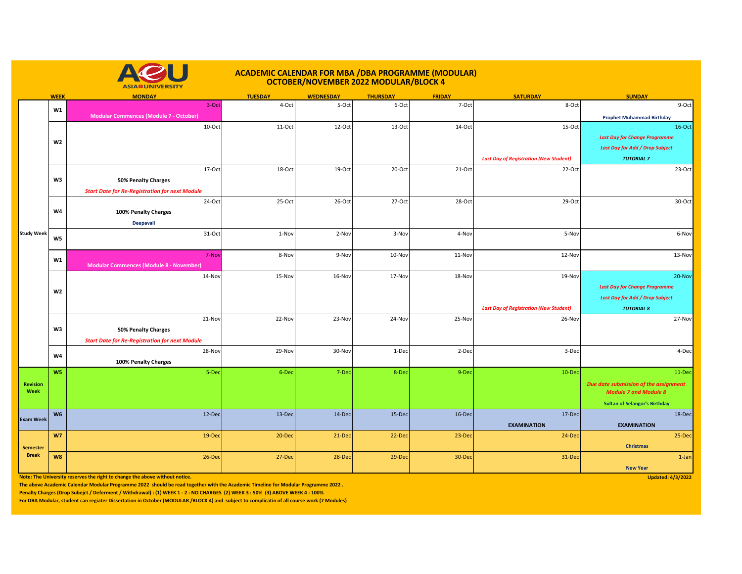# ACADEMIC CALENDAR FOR MBA /DBA PROGRAMME (MODULAR)
## OCTOBER/NOVEMBER 2022 MODULAR/BLOCK 4

| | WEEK | MONDAY | TUESDAY | WEDNESDAY | THURSDAY | FRIDAY | SATURDAY | SUNDAY |
|---|---|---|---|---|---|---|---|---|
| Study Week | W1 | 3-Oct Modular Commences (Module 7 - October) | 4-Oct | 5-Oct | 6-Oct | 7-Oct | 8-Oct | 9-Oct Prophet Muhammad Birthday |
| | W2 | 10-Oct | 11-Oct | 12-Oct | 13-Oct | 14-Oct | 15-Oct *Last Day of Registration (New Student)* | 16-Oct *Last Day for Change Programme* *Last Day for Add / Drop Subject* ***TUTORIAL 7*** |
| | W3 | 17-Oct **50% Penalty Charges** *Start Date for Re-Registration for next Module* | 18-Oct | 19-Oct | 20-Oct | 21-Oct | 22-Oct | 23-Oct |
| | W4 | 24-Oct **100% Penalty Charges** Deepavali | 25-Oct | 26-Oct | 27-Oct | 28-Oct | 29-Oct | 30-Oct |
| | W5 | 31-Oct | 1-Nov | 2-Nov | 3-Nov | 4-Nov | 5-Nov | 6-Nov |
| | W1 | 7-Nov Modular Commences (Module 8 - November) | 8-Nov | 9-Nov | 10-Nov | 11-Nov | 12-Nov | 13-Nov |
| | W2 | 14-Nov | 15-Nov | 16-Nov | 17-Nov | 18-Nov | 19-Nov *Last Day of Registration (New Student)* | 20-Nov *Last Day for Change Programme* *Last Day for Add / Drop Subject* ***TUTORIAL 8*** |
| | W3 | 21-Nov **50% Penalty Charges** *Start Date for Re-Registration for next Module* | 22-Nov | 23-Nov | 24-Nov | 25-Nov | 26-Nov | 27-Nov |
| | W4 | 28-Nov **100% Penalty Charges** | 29-Nov | 30-Nov | 1-Dec | 2-Dec | 3-Dec | 4-Dec |
| Revision Week | W5 | 5-Dec | 6-Dec | 7-Dec | 8-Dec | 9-Dec | 10-Dec | 11-Dec *Due date submission of the assignment Module 7 and Module 8* Sultan of Selangor's Birthday |
| Exam Week | W6 | 12-Dec | 13-Dec | 14-Dec | 15-Dec | 16-Dec | 17-Dec **EXAMINATION** | 18-Dec **EXAMINATION** |
| Semester Break | W7 | 19-Dec | 20-Dec | 21-Dec | 22-Dec | 23-Dec | 24-Dec | 25-Dec Christmas |
| | W8 | 26-Dec | 27-Dec | 28-Dec | 29-Dec | 30-Dec | 31-Dec | 1-Jan New Year |

**Note: The University reserves the right to change the above without notice.**

**Updated: 4/3/2022**

**The above Academic Calendar Modular Programme 2022 should be read together with the Academic Timeline for Modular Programme 2022 .**

**Penalty Charges (Drop Subejct / Deferment / Withdrawal) : (1) WEEK 1 - 2 : NO CHARGES (2) WEEK 3 : 50% (3) ABOVE WEEK 4 : 100%**

**For DBA Modular, student can regiater Dissertation in October (MODULAR /BLOCK 4) and subject to complicatin of all course work (7 Modules)**